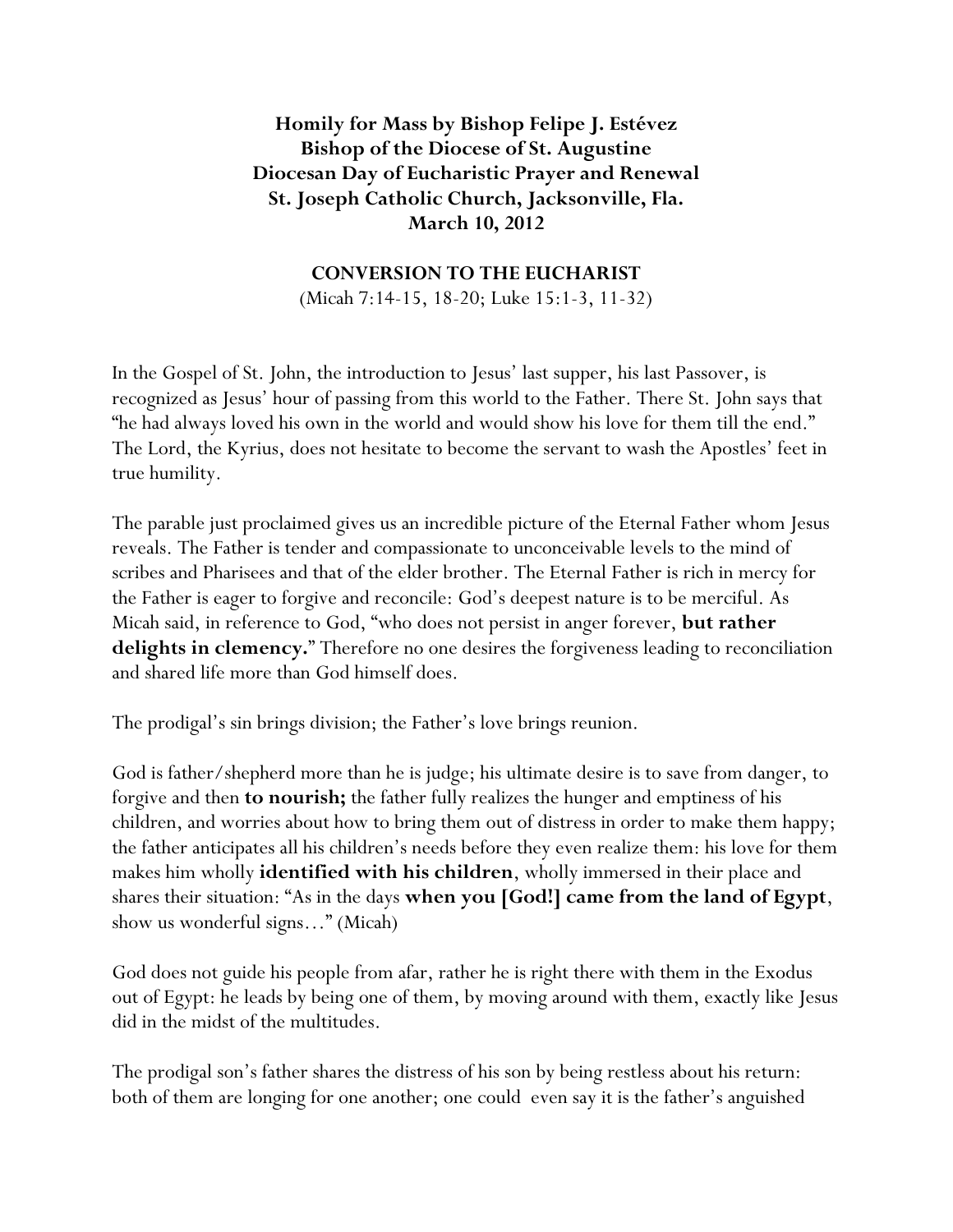**Homily for Mass by Bishop Felipe J. Estévez**
**Bishop of the Diocese of St. Augustine**
**Diocesan Day of Eucharistic Prayer and Renewal**
**St. Joseph Catholic Church, Jacksonville, Fla.**
**March 10, 2012**

## CONVERSION TO THE EUCHARIST

(Micah 7:14-15, 18-20; Luke 15:1-3, 11-32)

In the Gospel of St. John, the introduction to Jesus' last supper, his last Passover, is recognized as Jesus' hour of passing from this world to the Father. There St. John says that "he had always loved his own in the world and would show his love for them till the end." The Lord, the Kyrius, does not hesitate to become the servant to wash the Apostles' feet in true humility.

The parable just proclaimed gives us an incredible picture of the Eternal Father whom Jesus reveals. The Father is tender and compassionate to unconceivable levels to the mind of scribes and Pharisees and that of the elder brother. The Eternal Father is rich in mercy for the Father is eager to forgive and reconcile: God's deepest nature is to be merciful. As Micah said, in reference to God, "who does not persist in anger forever, **but rather delights in clemency.**" Therefore no one desires the forgiveness leading to reconciliation and shared life more than God himself does.

The prodigal's sin brings division; the Father's love brings reunion.

God is father/shepherd more than he is judge; his ultimate desire is to save from danger, to forgive and then **to nourish;** the father fully realizes the hunger and emptiness of his children, and worries about how to bring them out of distress in order to make them happy; the father anticipates all his children's needs before they even realize them: his love for them makes him wholly **identified with his children**, wholly immersed in their place and shares their situation: "As in the days **when you [God!] came from the land of Egypt**, show us wonderful signs…" (Micah)

God does not guide his people from afar, rather he is right there with them in the Exodus out of Egypt: he leads by being one of them, by moving around with them, exactly like Jesus did in the midst of the multitudes.

The prodigal son's father shares the distress of his son by being restless about his return: both of them are longing for one another; one could even say it is the father's anguished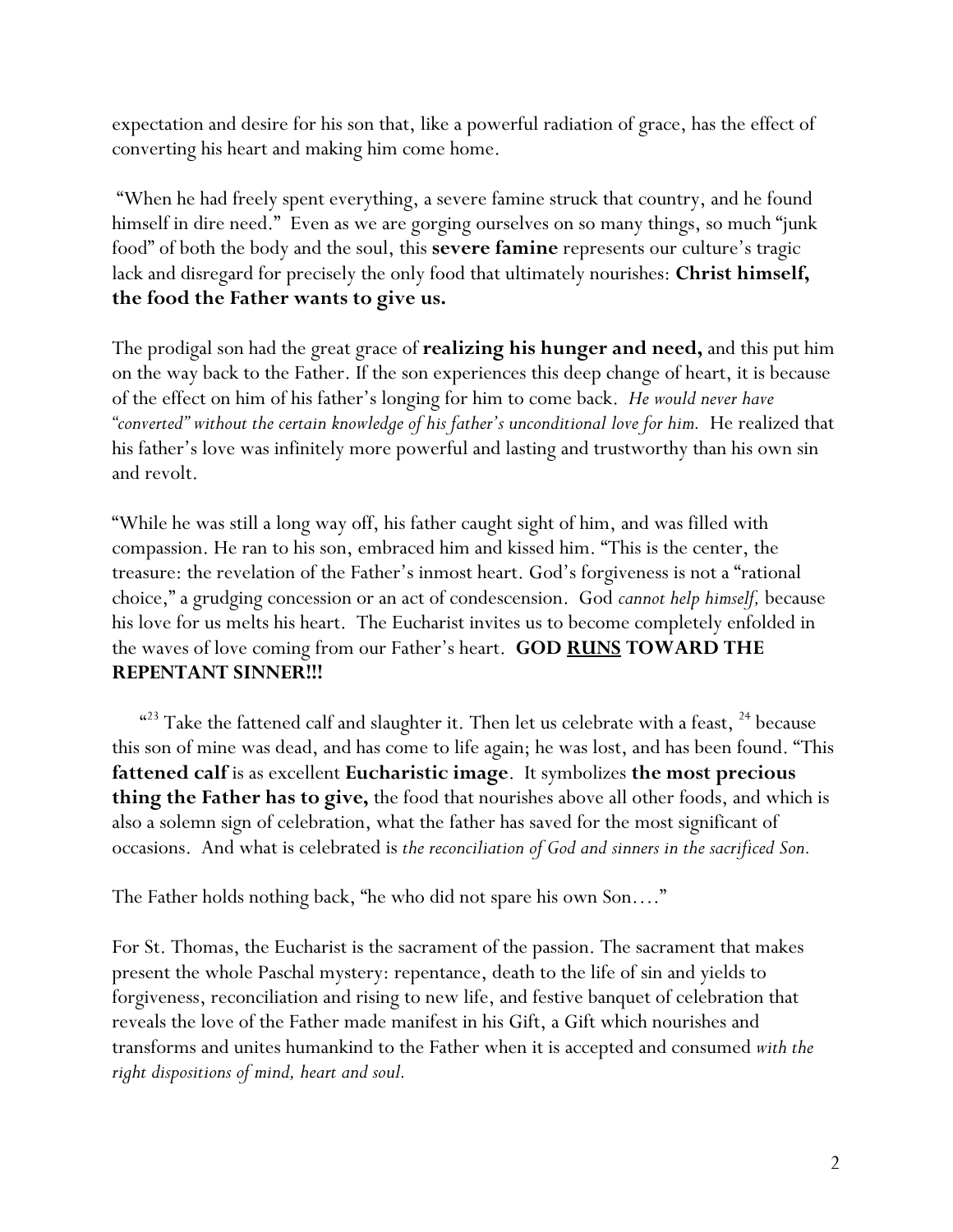expectation and desire for his son that, like a powerful radiation of grace, has the effect of converting his heart and making him come home.

"When he had freely spent everything, a severe famine struck that country, and he found himself in dire need." Even as we are gorging ourselves on so many things, so much "junk food" of both the body and the soul, this **severe famine** represents our culture's tragic lack and disregard for precisely the only food that ultimately nourishes: **Christ himself, the food the Father wants to give us.**

The prodigal son had the great grace of **realizing his hunger and need,** and this put him on the way back to the Father. If the son experiences this deep change of heart, it is because of the effect on him of his father's longing for him to come back. *He would never have "converted" without the certain knowledge of his father's unconditional love for him.* He realized that his father's love was infinitely more powerful and lasting and trustworthy than his own sin and revolt.

"While he was still a long way off, his father caught sight of him, and was filled with compassion. He ran to his son, embraced him and kissed him. "This is the center, the treasure: the revelation of the Father's inmost heart. God's forgiveness is not a "rational choice," a grudging concession or an act of condescension. God *cannot help himself,* because his love for us melts his heart. The Eucharist invites us to become completely enfolded in the waves of love coming from our Father's heart. **GOD <u>RUNS</u> TOWARD THE REPENTANT SINNER!!!**

"[23] Take the fattened calf and slaughter it. Then let us celebrate with a feast, [24] because this son of mine was dead, and has come to life again; he was lost, and has been found. "This **fattened calf** is as excellent **Eucharistic image**. It symbolizes **the most precious thing the Father has to give,** the food that nourishes above all other foods, and which is also a solemn sign of celebration, what the father has saved for the most significant of occasions. And what is celebrated is *the reconciliation of God and sinners in the sacrificed Son.*

The Father holds nothing back, "he who did not spare his own Son…."

For St. Thomas, the Eucharist is the sacrament of the passion. The sacrament that makes present the whole Paschal mystery: repentance, death to the life of sin and yields to forgiveness, reconciliation and rising to new life, and festive banquet of celebration that reveals the love of the Father made manifest in his Gift, a Gift which nourishes and transforms and unites humankind to the Father when it is accepted and consumed *with the right dispositions of mind, heart and soul.*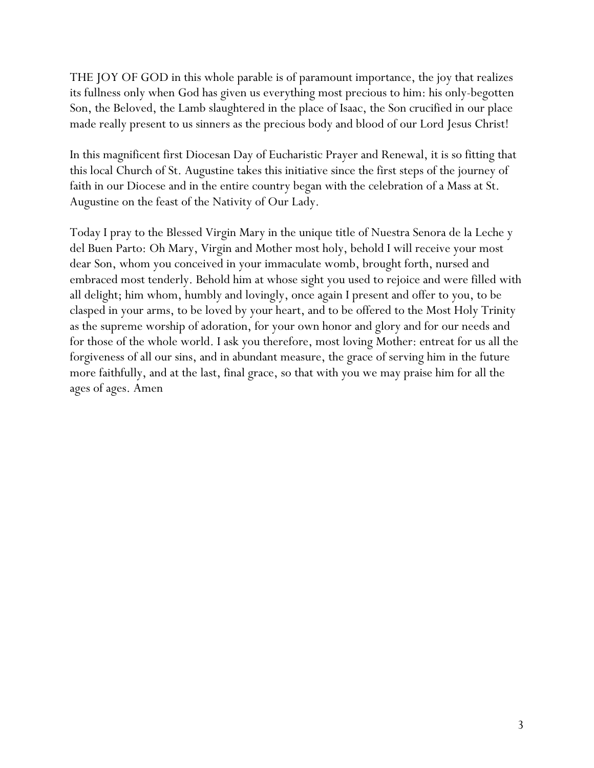THE JOY OF GOD in this whole parable is of paramount importance, the joy that realizes its fullness only when God has given us everything most precious to him: his only-begotten Son, the Beloved, the Lamb slaughtered in the place of Isaac, the Son crucified in our place made really present to us sinners as the precious body and blood of our Lord Jesus Christ!

In this magnificent first Diocesan Day of Eucharistic Prayer and Renewal, it is so fitting that this local Church of St. Augustine takes this initiative since the first steps of the journey of faith in our Diocese and in the entire country began with the celebration of a Mass at St. Augustine on the feast of the Nativity of Our Lady.

Today I pray to the Blessed Virgin Mary in the unique title of Nuestra Senora de la Leche y del Buen Parto: Oh Mary, Virgin and Mother most holy, behold I will receive your most dear Son, whom you conceived in your immaculate womb, brought forth, nursed and embraced most tenderly. Behold him at whose sight you used to rejoice and were filled with all delight; him whom, humbly and lovingly, once again I present and offer to you, to be clasped in your arms, to be loved by your heart, and to be offered to the Most Holy Trinity as the supreme worship of adoration, for your own honor and glory and for our needs and for those of the whole world. I ask you therefore, most loving Mother: entreat for us all the forgiveness of all our sins, and in abundant measure, the grace of serving him in the future more faithfully, and at the last, final grace, so that with you we may praise him for all the ages of ages. Amen